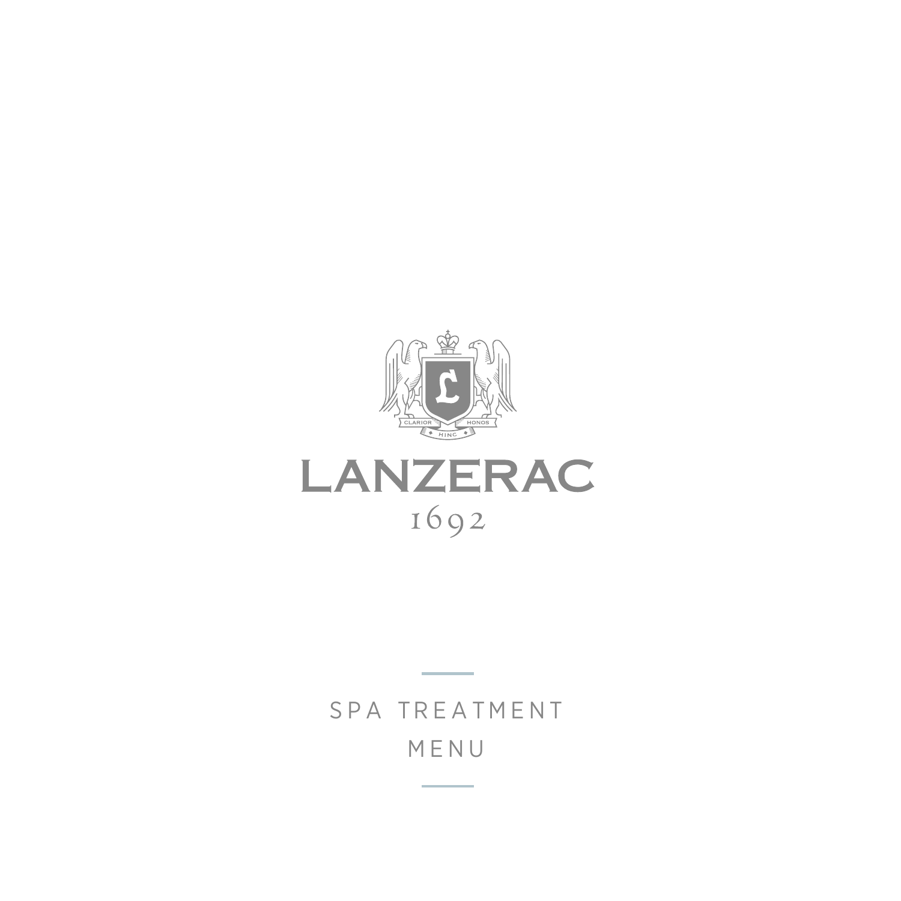CLARIOR HINC HONOS

# LANZERAC

1692

## SPA TREATMENT MENU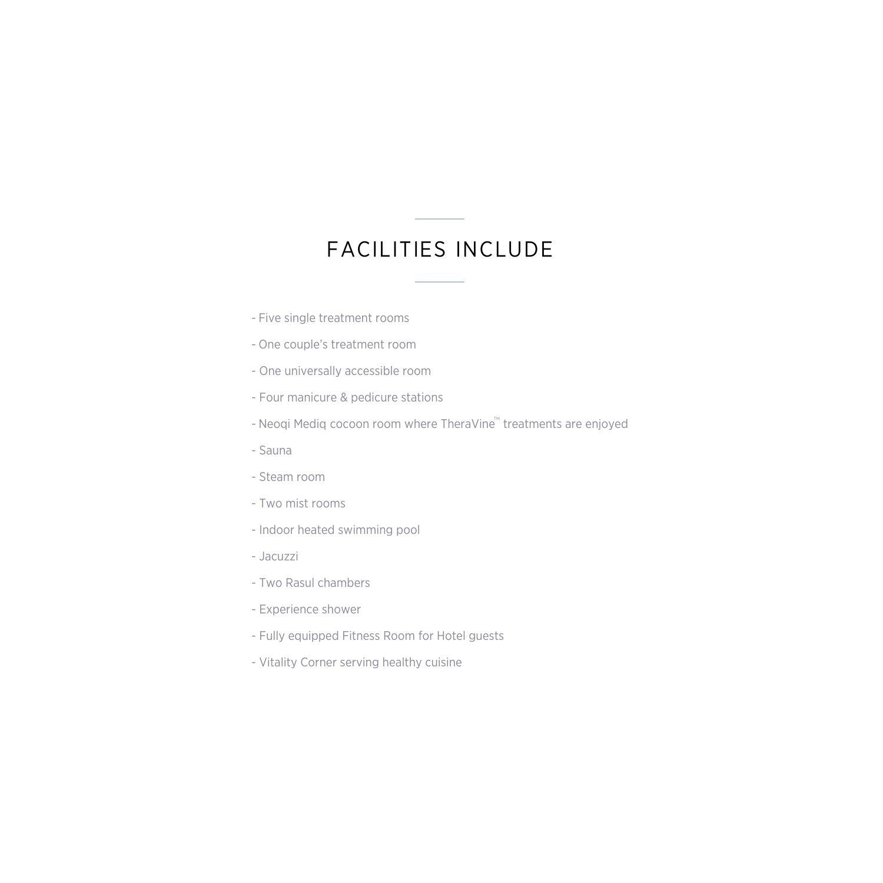# FACILITIES INCLUDE

- Five single treatment rooms
- One couple's treatment room
- One universally accessible room
- Four manicure & pedicure stations
- Neoqi Mediq cocoon room where TheraVine™ treatments are enjoyed
- Sauna
- Steam room
- Two mist rooms
- Indoor heated swimming pool
- Jacuzzi
- Two Rasul chambers
- Experience shower
- Fully equipped Fitness Room for Hotel guests
- Vitality Corner serving healthy cuisine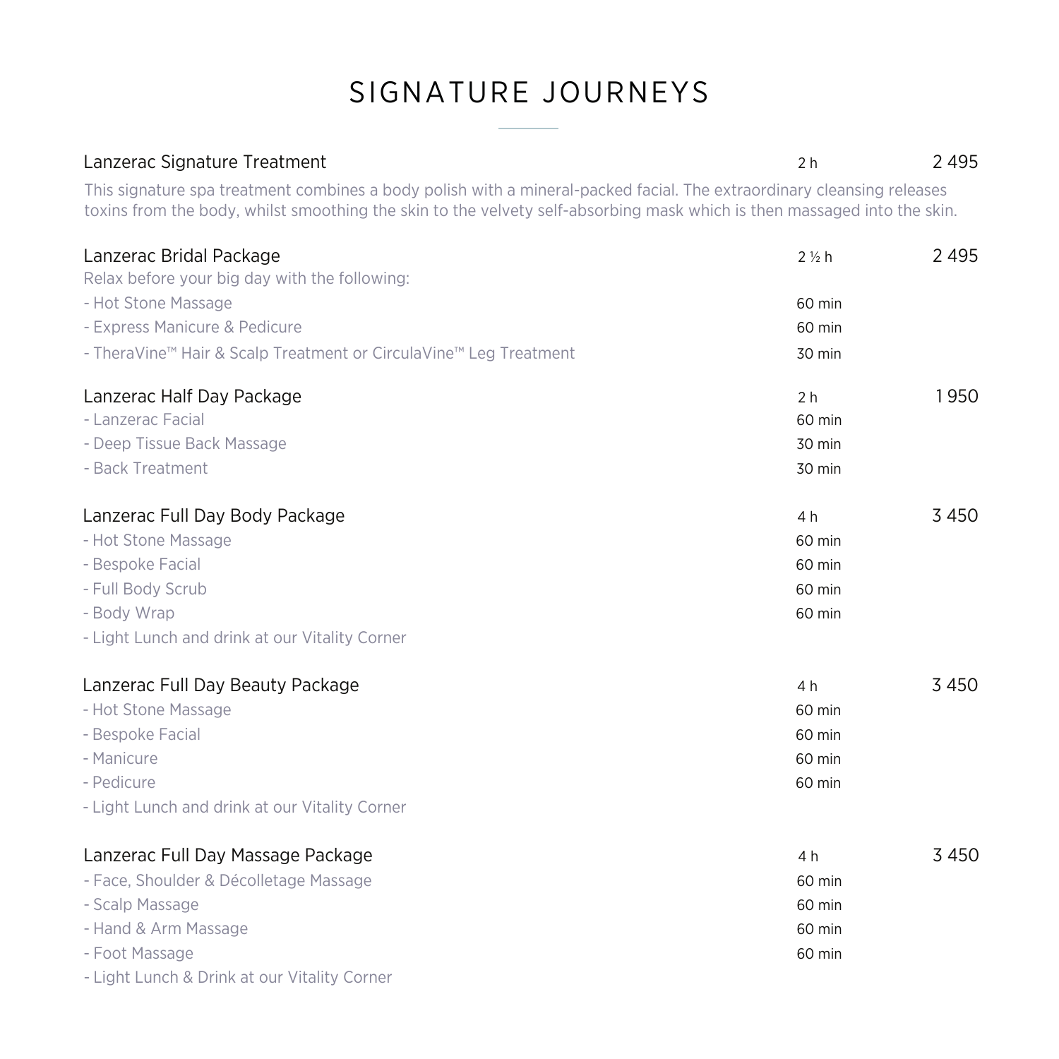# SIGNATURE JOURNEYS

| | | |
|---|---|---|
| **Lanzerac Signature Treatment** | 2 h | 2 495 |
| This signature spa treatment combines a body polish with a mineral-packed facial. The extraordinary cleansing releases toxins from the body, whilst smoothing the skin to the velvety self-absorbing mask which is then massaged into the skin. | | |
| **Lanzerac Bridal Package** | 2 ½ h | 2 495 |
| Relax before your big day with the following: | | |
| - Hot Stone Massage | 60 min | |
| - Express Manicure & Pedicure | 60 min | |
| - TheraVine™ Hair & Scalp Treatment or CirculaVine™ Leg Treatment | 30 min | |
| **Lanzerac Half Day Package** | 2 h | 1 950 |
| - Lanzerac Facial | 60 min | |
| - Deep Tissue Back Massage | 30 min | |
| - Back Treatment | 30 min | |
| **Lanzerac Full Day Body Package** | 4 h | 3 450 |
| - Hot Stone Massage | 60 min | |
| - Bespoke Facial | 60 min | |
| - Full Body Scrub | 60 min | |
| - Body Wrap | 60 min | |
| - Light Lunch and drink at our Vitality Corner | | |
| **Lanzerac Full Day Beauty Package** | 4 h | 3 450 |
| - Hot Stone Massage | 60 min | |
| - Bespoke Facial | 60 min | |
| - Manicure | 60 min | |
| - Pedicure | 60 min | |
| - Light Lunch and drink at our Vitality Corner | | |
| **Lanzerac Full Day Massage Package** | 4 h | 3 450 |
| - Face, Shoulder & Décolletage Massage | 60 min | |
| - Scalp Massage | 60 min | |
| - Hand & Arm Massage | 60 min | |
| - Foot Massage | 60 min | |
| - Light Lunch & Drink at our Vitality Corner | | |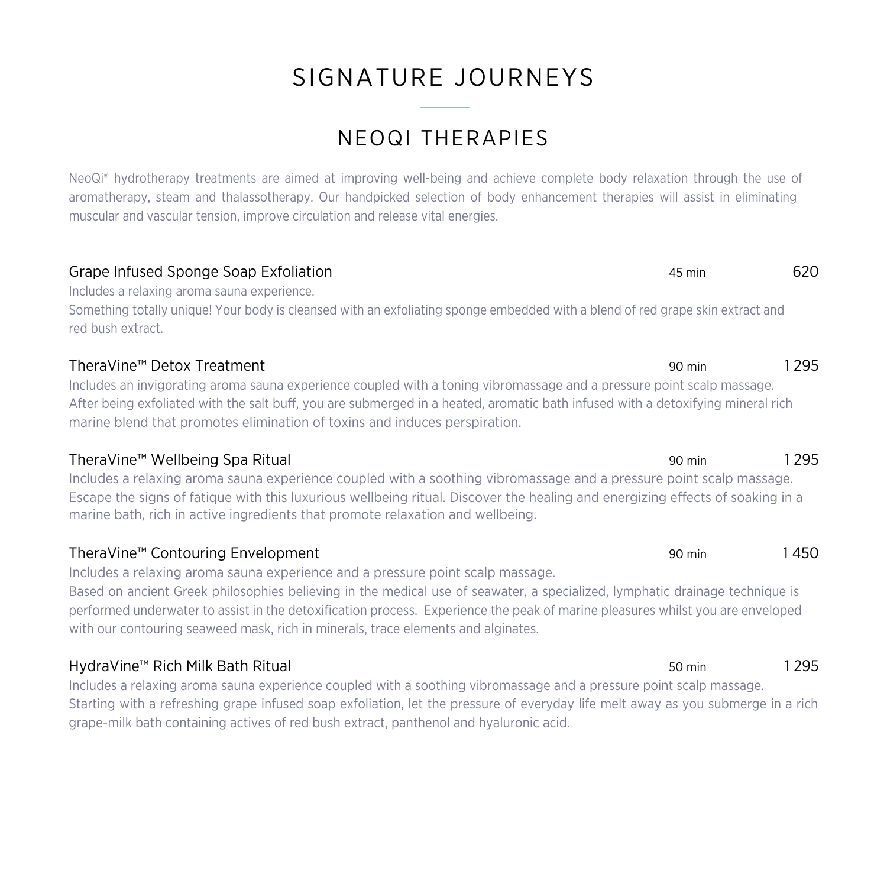# SIGNATURE JOURNEYS

## NEOQI THERAPIES

NeoQi® hydrotherapy treatments are aimed at improving well-being and achieve complete body relaxation through the use of aromatherapy, steam and thalassotherapy. Our handpicked selection of body enhancement therapies will assist in eliminating muscular and vascular tension, improve circulation and release vital energies.

### Grape Infused Sponge Soap Exfoliation — 45 min — 620

Includes a relaxing aroma sauna experience.
Something totally unique! Your body is cleansed with an exfoliating sponge embedded with a blend of red grape skin extract and red bush extract.

### TheraVine™ Detox Treatment — 90 min — 1 295

Includes an invigorating aroma sauna experience coupled with a toning vibromassage and a pressure point scalp massage.
After being exfoliated with the salt buff, you are submerged in a heated, aromatic bath infused with a detoxifying mineral rich marine blend that promotes elimination of toxins and induces perspiration.

### TheraVine™ Wellbeing Spa Ritual — 90 min — 1 295

Includes a relaxing aroma sauna experience coupled with a soothing vibromassage and a pressure point scalp massage.
Escape the signs of fatique with this luxurious wellbeing ritual. Discover the healing and energizing effects of soaking in a marine bath, rich in active ingredients that promote relaxation and wellbeing.

### TheraVine™ Contouring Envelopment — 90 min — 1 450

Includes a relaxing aroma sauna experience and a pressure point scalp massage.
Based on ancient Greek philosophies believing in the medical use of seawater, a specialized, lymphatic drainage technique is performed underwater to assist in the detoxification process. Experience the peak of marine pleasures whilst you are enveloped with our contouring seaweed mask, rich in minerals, trace elements and alginates.

### HydraVine™ Rich Milk Bath Ritual — 50 min — 1 295

Includes a relaxing aroma sauna experience coupled with a soothing vibromassage and a pressure point scalp massage.
Starting with a refreshing grape infused soap exfoliation, let the pressure of everyday life melt away as you submerge in a rich grape-milk bath containing actives of red bush extract, panthenol and hyaluronic acid.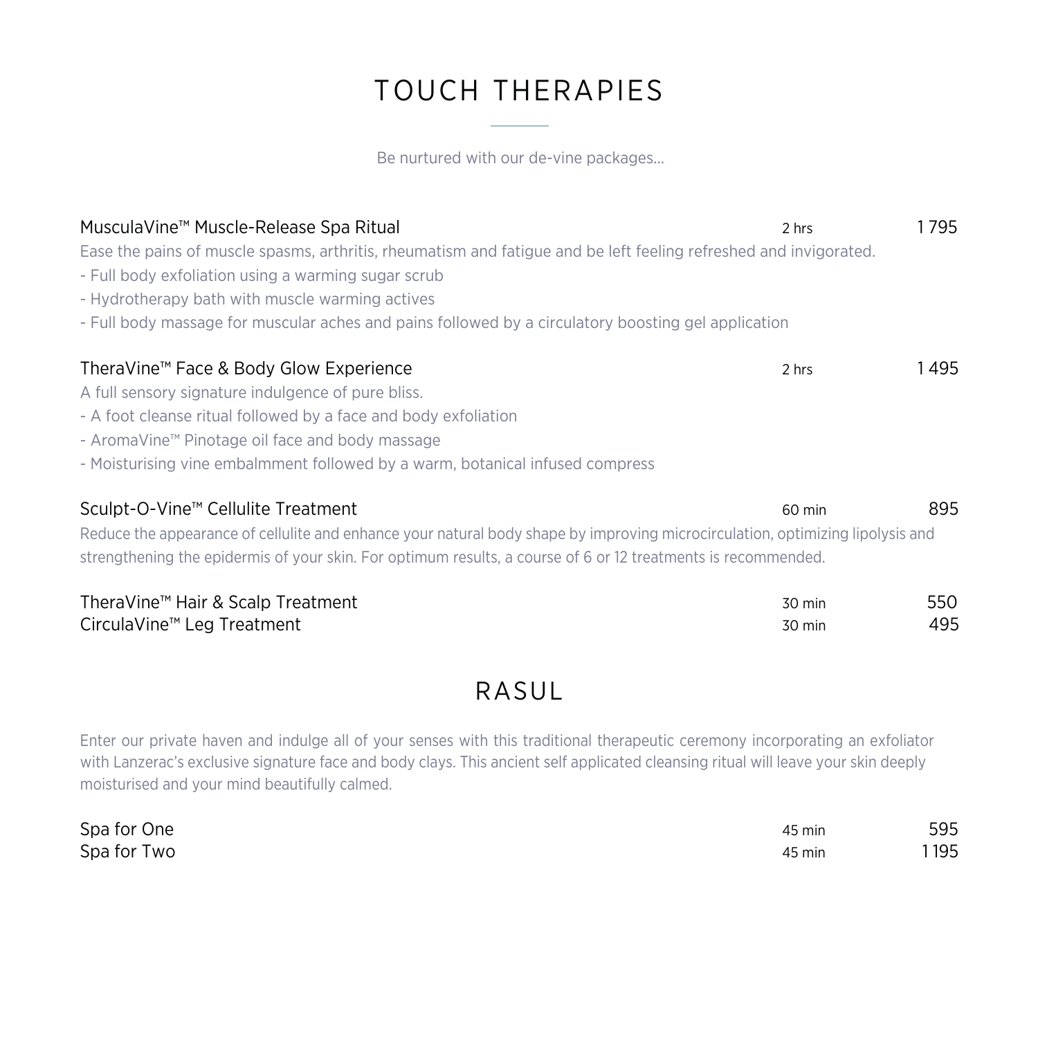# TOUCH THERAPIES

Be nurtured with our de-vine packages...

| | | |
|---|---|---|
| MusculaVine™ Muscle-Release Spa Ritual | 2 hrs | 1 795 |

Ease the pains of muscle spasms, arthritis, rheumatism and fatigue and be left feeling refreshed and invigorated.

- Full body exfoliation using a warming sugar scrub
- Hydrotherapy bath with muscle warming actives
- Full body massage for muscular aches and pains followed by a circulatory boosting gel application

| | | |
|---|---|---|
| TheraVine™ Face & Body Glow Experience | 2 hrs | 1 495 |

A full sensory signature indulgence of pure bliss.

- A foot cleanse ritual followed by a face and body exfoliation
- AromaVine™ Pinotage oil face and body massage
- Moisturising vine embalmment followed by a warm, botanical infused compress

| | | |
|---|---|---|
| Sculpt-O-Vine™ Cellulite Treatment | 60 min | 895 |

Reduce the appearance of cellulite and enhance your natural body shape by improving microcirculation, optimizing lipolysis and strengthening the epidermis of your skin. For optimum results, a course of 6 or 12 treatments is recommended.

| | | |
|---|---|---|
| TheraVine™ Hair & Scalp Treatment | 30 min | 550 |
| CirculaVine™ Leg Treatment | 30 min | 495 |

# RASUL

Enter our private haven and indulge all of your senses with this traditional therapeutic ceremony incorporating an exfoliator with Lanzerac's exclusive signature face and body clays. This ancient self applicated cleansing ritual will leave your skin deeply moisturised and your mind beautifully calmed.

| | | |
|---|---|---|
| Spa for One | 45 min | 595 |
| Spa for Two | 45 min | 1 195 |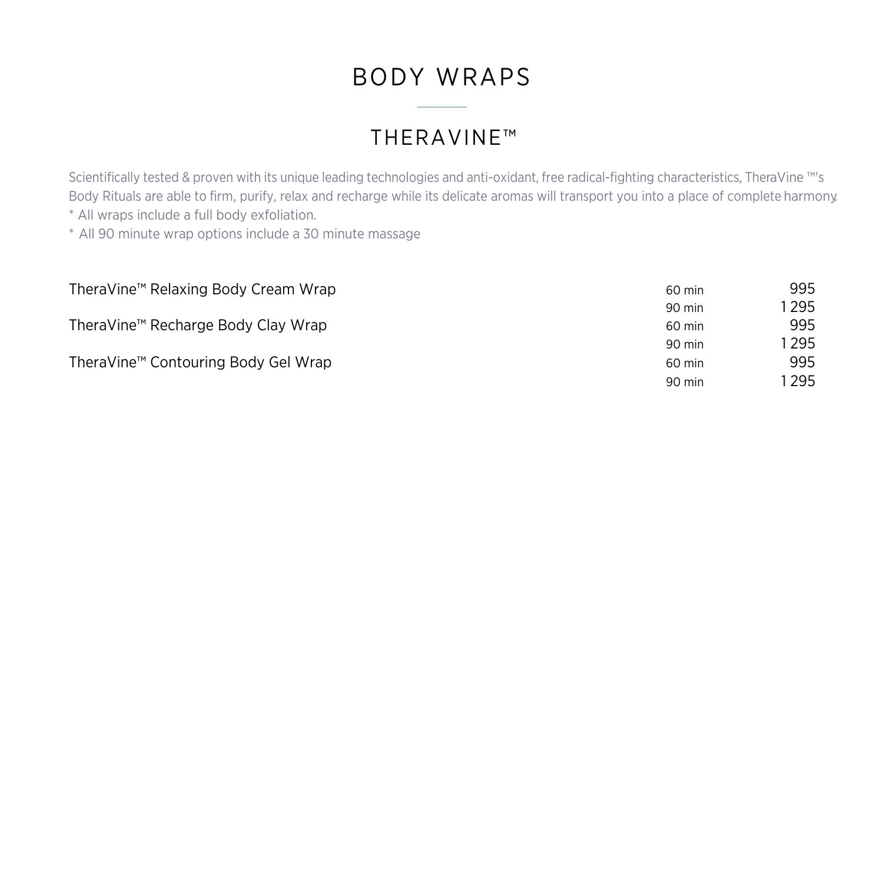# BODY WRAPS

## THERAVINE™

Scientifically tested & proven with its unique leading technologies and anti-oxidant, free radical-fighting characteristics, TheraVine ™'s Body Rituals are able to firm, purify, relax and recharge while its delicate aromas will transport you into a place of complete harmony.

* All wraps include a full body exfoliation.
* All 90 minute wrap options include a 30 minute massage

| | | |
|---|---|---|
| TheraVine™ Relaxing Body Cream Wrap | 60 min | 995 |
| | 90 min | 1 295 |
| TheraVine™ Recharge Body Clay Wrap | 60 min | 995 |
| | 90 min | 1 295 |
| TheraVine™ Contouring Body Gel Wrap | 60 min | 995 |
| | 90 min | 1 295 |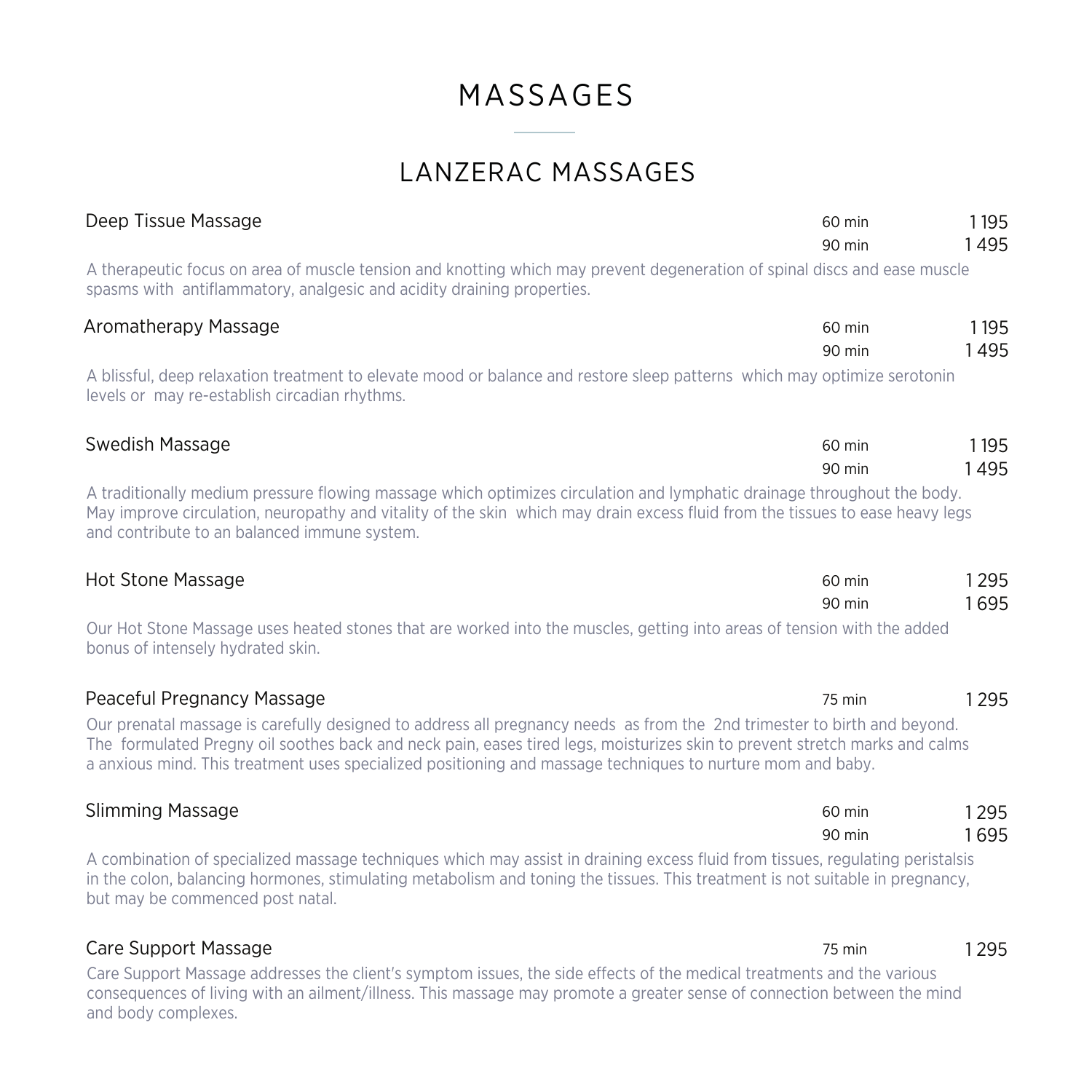# MASSAGES

## LANZERAC MASSAGES

### Deep Tissue Massage

| | |
|---|---|
| 60 min | 1 195 |
| 90 min | 1 495 |

A therapeutic focus on area of muscle tension and knotting which may prevent degeneration of spinal discs and ease muscle spasms with antiflammatory, analgesic and acidity draining properties.

### Aromatherapy Massage

| | |
|---|---|
| 60 min | 1 195 |
| 90 min | 1 495 |

A blissful, deep relaxation treatment to elevate mood or balance and restore sleep patterns which may optimize serotonin levels or may re-establish circadian rhythms.

### Swedish Massage

| | |
|---|---|
| 60 min | 1 195 |
| 90 min | 1 495 |

A traditionally medium pressure flowing massage which optimizes circulation and lymphatic drainage throughout the body. May improve circulation, neuropathy and vitality of the skin which may drain excess fluid from the tissues to ease heavy legs and contribute to an balanced immune system.

### Hot Stone Massage

| | |
|---|---|
| 60 min | 1 295 |
| 90 min | 1 695 |

Our Hot Stone Massage uses heated stones that are worked into the muscles, getting into areas of tension with the added bonus of intensely hydrated skin.

### Peaceful Pregnancy Massage

| | |
|---|---|
| 75 min | 1 295 |

Our prenatal massage is carefully designed to address all pregnancy needs as from the 2nd trimester to birth and beyond. The formulated Pregny oil soothes back and neck pain, eases tired legs, moisturizes skin to prevent stretch marks and calms a anxious mind. This treatment uses specialized positioning and massage techniques to nurture mom and baby.

### Slimming Massage

| | |
|---|---|
| 60 min | 1 295 |
| 90 min | 1 695 |

A combination of specialized massage techniques which may assist in draining excess fluid from tissues, regulating peristalsis in the colon, balancing hormones, stimulating metabolism and toning the tissues. This treatment is not suitable in pregnancy, but may be commenced post natal.

### Care Support Massage

| | |
|---|---|
| 75 min | 1 295 |

Care Support Massage addresses the client's symptom issues, the side effects of the medical treatments and the various consequences of living with an ailment/illness. This massage may promote a greater sense of connection between the mind and body complexes.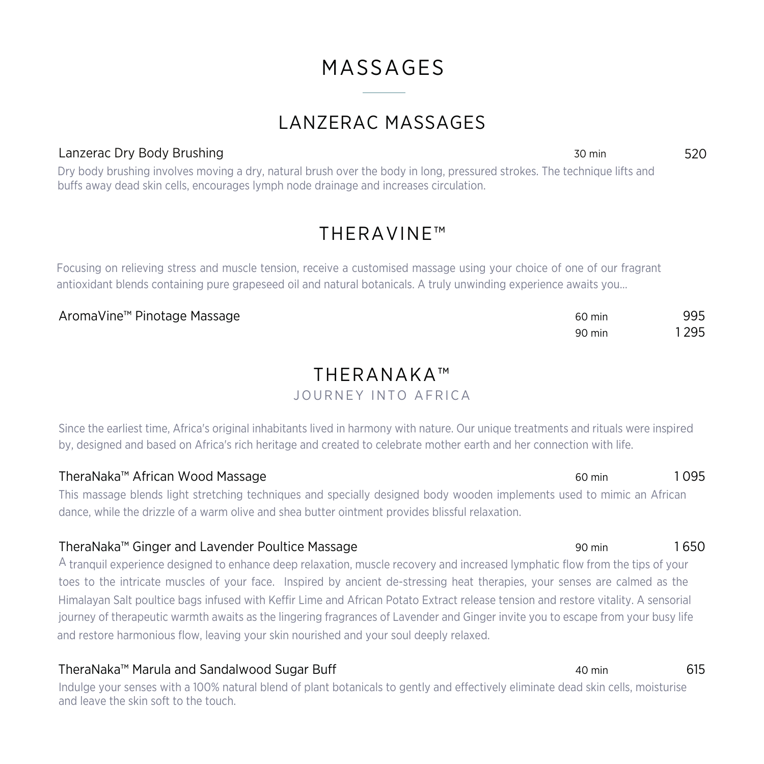# MASSAGES

## LANZERAC MASSAGES

**Lanzerac Dry Body Brushing** — 30 min — 520

Dry body brushing involves moving a dry, natural brush over the body in long, pressured strokes. The technique lifts and buffs away dead skin cells, encourages lymph node drainage and increases circulation.

## THERAVINE™

Focusing on relieving stress and muscle tension, receive a customised massage using your choice of one of our fragrant antioxidant blends containing pure grapeseed oil and natural botanicals. A truly unwinding experience awaits you...

**AromaVine™ Pinotage Massage** — 60 min — 995
90 min — 1 295

## THERANAKA™

### JOURNEY INTO AFRICA

Since the earliest time, Africa's original inhabitants lived in harmony with nature. Our unique treatments and rituals were inspired by, designed and based on Africa's rich heritage and created to celebrate mother earth and her connection with life.

**TheraNaka™ African Wood Massage** — 60 min — 1 095

This massage blends light stretching techniques and specially designed body wooden implements used to mimic an African dance, while the drizzle of a warm olive and shea butter ointment provides blissful relaxation.

**TheraNaka™ Ginger and Lavender Poultice Massage** — 90 min — 1 650

A tranquil experience designed to enhance deep relaxation, muscle recovery and increased lymphatic flow from the tips of your toes to the intricate muscles of your face. Inspired by ancient de-stressing heat therapies, your senses are calmed as the Himalayan Salt poultice bags infused with Keffir Lime and African Potato Extract release tension and restore vitality. A sensorial journey of therapeutic warmth awaits as the lingering fragrances of Lavender and Ginger invite you to escape from your busy life and restore harmonious flow, leaving your skin nourished and your soul deeply relaxed.

**TheraNaka™ Marula and Sandalwood Sugar Buff** — 40 min — 615

Indulge your senses with a 100% natural blend of plant botanicals to gently and effectively eliminate dead skin cells, moisturise and leave the skin soft to the touch.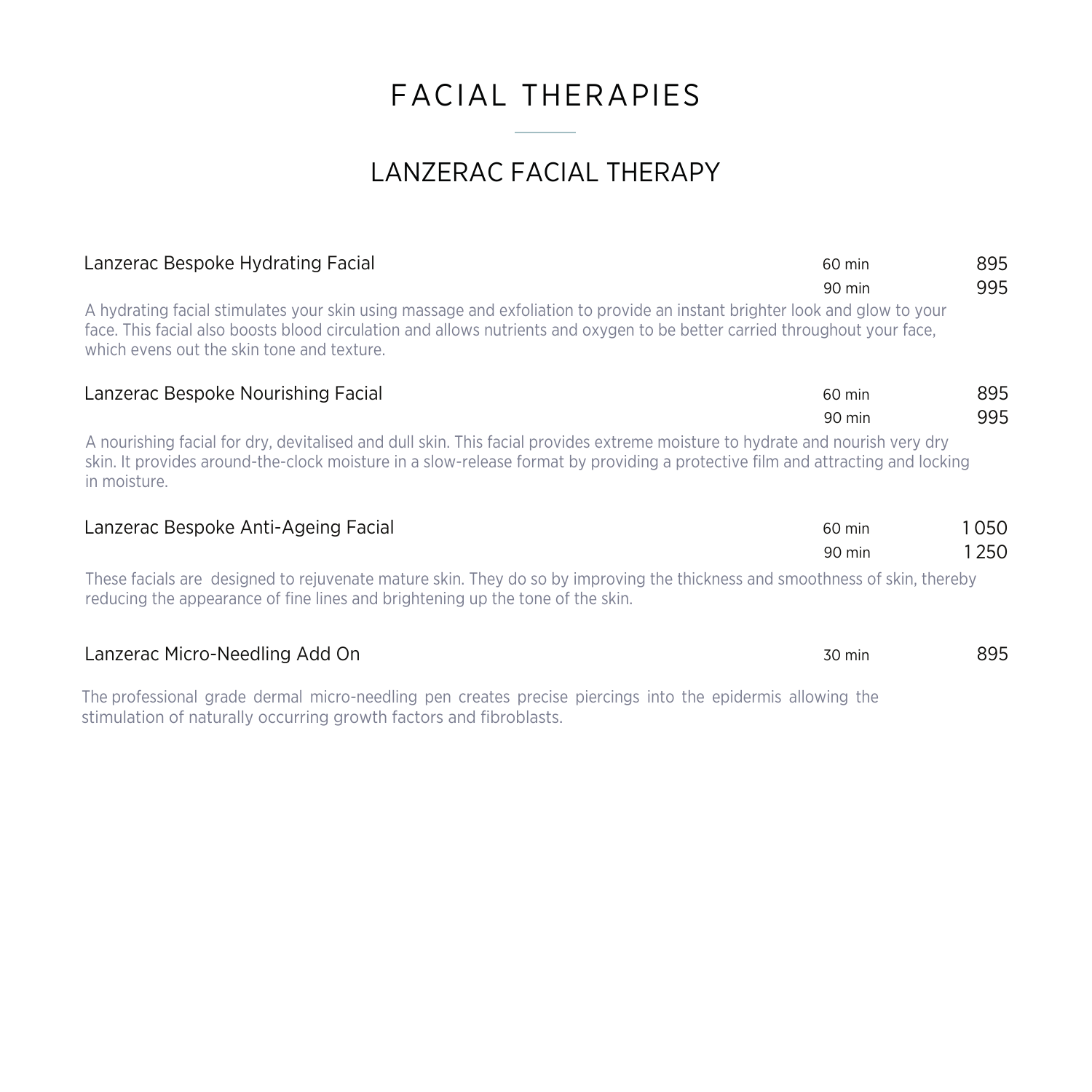# FACIAL THERAPIES

## LANZERAC FACIAL THERAPY

| | | |
|---|---|---|
| Lanzerac Bespoke Hydrating Facial | 60 min | 895 |
| | 90 min | 995 |

A hydrating facial stimulates your skin using massage and exfoliation to provide an instant brighter look and glow to your face. This facial also boosts blood circulation and allows nutrients and oxygen to be better carried throughout your face, which evens out the skin tone and texture.

| | | |
|---|---|---|
| Lanzerac Bespoke Nourishing Facial | 60 min | 895 |
| | 90 min | 995 |

A nourishing facial for dry, devitalised and dull skin. This facial provides extreme moisture to hydrate and nourish very dry skin. It provides around-the-clock moisture in a slow-release format by providing a protective film and attracting and locking in moisture.

| | | |
|---|---|---|
| Lanzerac Bespoke Anti-Ageing Facial | 60 min | 1 050 |
| | 90 min | 1 250 |

These facials are designed to rejuvenate mature skin. They do so by improving the thickness and smoothness of skin, thereby reducing the appearance of fine lines and brightening up the tone of the skin.

| | | |
|---|---|---|
| Lanzerac Micro-Needling Add On | 30 min | 895 |

The professional grade dermal micro-needling pen creates precise piercings into the epidermis allowing the stimulation of naturally occurring growth factors and fibroblasts.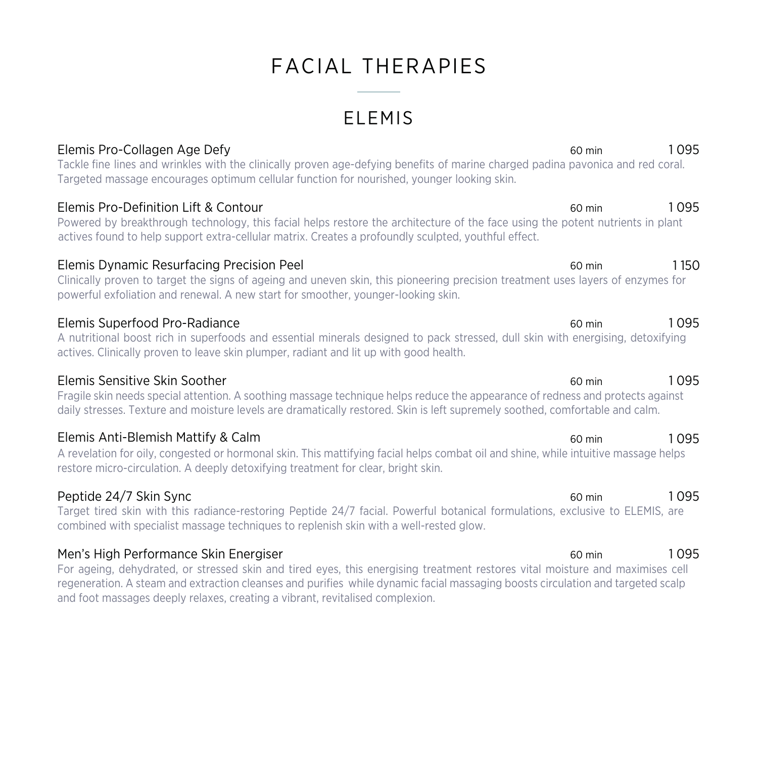# FACIAL THERAPIES

## ELEMIS

### Elemis Pro-Collagen Age Defy — 60 min — 1 095

Tackle fine lines and wrinkles with the clinically proven age-defying benefits of marine charged padina pavonica and red coral. Targeted massage encourages optimum cellular function for nourished, younger looking skin.

### Elemis Pro-Definition Lift & Contour — 60 min — 1 095

Powered by breakthrough technology, this facial helps restore the architecture of the face using the potent nutrients in plant actives found to help support extra-cellular matrix. Creates a profoundly sculpted, youthful effect.

### Elemis Dynamic Resurfacing Precision Peel — 60 min — 1 150

Clinically proven to target the signs of ageing and uneven skin, this pioneering precision treatment uses layers of enzymes for powerful exfoliation and renewal. A new start for smoother, younger-looking skin.

### Elemis Superfood Pro-Radiance — 60 min — 1 095

A nutritional boost rich in superfoods and essential minerals designed to pack stressed, dull skin with energising, detoxifying actives. Clinically proven to leave skin plumper, radiant and lit up with good health.

### Elemis Sensitive Skin Soother — 60 min — 1 095

Fragile skin needs special attention. A soothing massage technique helps reduce the appearance of redness and protects against daily stresses. Texture and moisture levels are dramatically restored. Skin is left supremely soothed, comfortable and calm.

### Elemis Anti-Blemish Mattify & Calm — 60 min — 1 095

A revelation for oily, congested or hormonal skin. This mattifying facial helps combat oil and shine, while intuitive massage helps restore micro-circulation. A deeply detoxifying treatment for clear, bright skin.

### Peptide 24/7 Skin Sync — 60 min — 1 095

Target tired skin with this radiance-restoring Peptide 24/7 facial. Powerful botanical formulations, exclusive to ELEMIS, are combined with specialist massage techniques to replenish skin with a well-rested glow.

### Men's High Performance Skin Energiser — 60 min — 1 095

For ageing, dehydrated, or stressed skin and tired eyes, this energising treatment restores vital moisture and maximises cell regeneration. A steam and extraction cleanses and purifies while dynamic facial massaging boosts circulation and targeted scalp and foot massages deeply relaxes, creating a vibrant, revitalised complexion.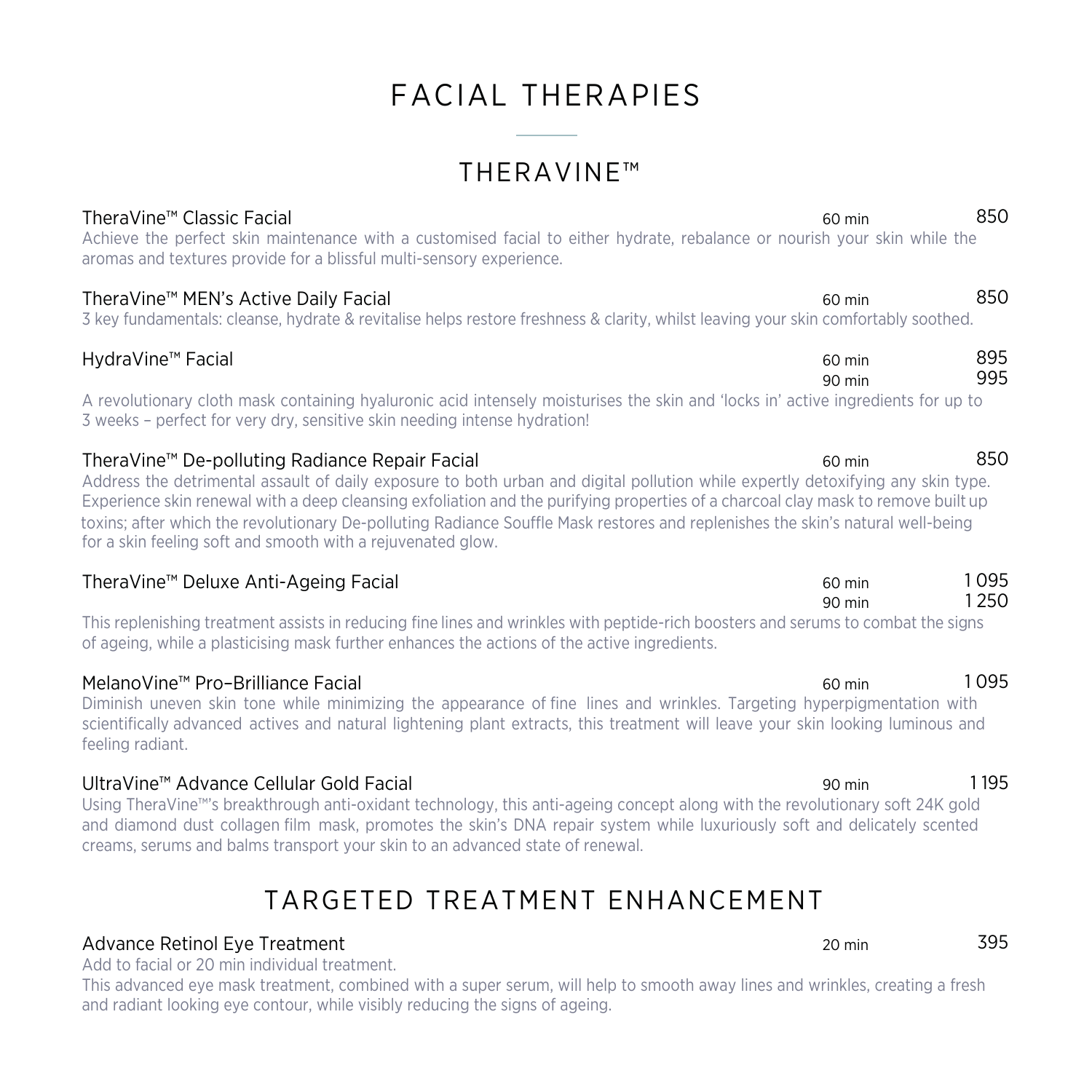# FACIAL THERAPIES

## THERAVINE™

### TheraVine™ Classic Facial — 60 min — 850

Achieve the perfect skin maintenance with a customised facial to either hydrate, rebalance or nourish your skin while the aromas and textures provide for a blissful multi-sensory experience.

### TheraVine™ MEN's Active Daily Facial — 60 min — 850

3 key fundamentals: cleanse, hydrate & revitalise helps restore freshness & clarity, whilst leaving your skin comfortably soothed.

### HydraVine™ Facial — 60 min — 895 / 90 min — 995

A revolutionary cloth mask containing hyaluronic acid intensely moisturises the skin and 'locks in' active ingredients for up to 3 weeks – perfect for very dry, sensitive skin needing intense hydration!

### TheraVine™ De-polluting Radiance Repair Facial — 60 min — 850

Address the detrimental assault of daily exposure to both urban and digital pollution while expertly detoxifying any skin type. Experience skin renewal with a deep cleansing exfoliation and the purifying properties of a charcoal clay mask to remove built up toxins; after which the revolutionary De-polluting Radiance Souffle Mask restores and replenishes the skin's natural well-being for a skin feeling soft and smooth with a rejuvenated glow.

### TheraVine™ Deluxe Anti-Ageing Facial — 60 min — 1 095 / 90 min — 1 250

This replenishing treatment assists in reducing fine lines and wrinkles with peptide-rich boosters and serums to combat the signs of ageing, while a plasticising mask further enhances the actions of the active ingredients.

### MelanoVine™ Pro–Brilliance Facial — 60 min — 1 095

Diminish uneven skin tone while minimizing the appearance of fine lines and wrinkles. Targeting hyperpigmentation with scientifically advanced actives and natural lightening plant extracts, this treatment will leave your skin looking luminous and feeling radiant.

### UltraVine™ Advance Cellular Gold Facial — 90 min — 1 195

Using TheraVine™'s breakthrough anti-oxidant technology, this anti-ageing concept along with the revolutionary soft 24K gold and diamond dust collagen film mask, promotes the skin's DNA repair system while luxuriously soft and delicately scented creams, serums and balms transport your skin to an advanced state of renewal.

## TARGETED TREATMENT ENHANCEMENT

### Advance Retinol Eye Treatment — 20 min — 395

Add to facial or 20 min individual treatment.

This advanced eye mask treatment, combined with a super serum, will help to smooth away lines and wrinkles, creating a fresh and radiant looking eye contour, while visibly reducing the signs of ageing.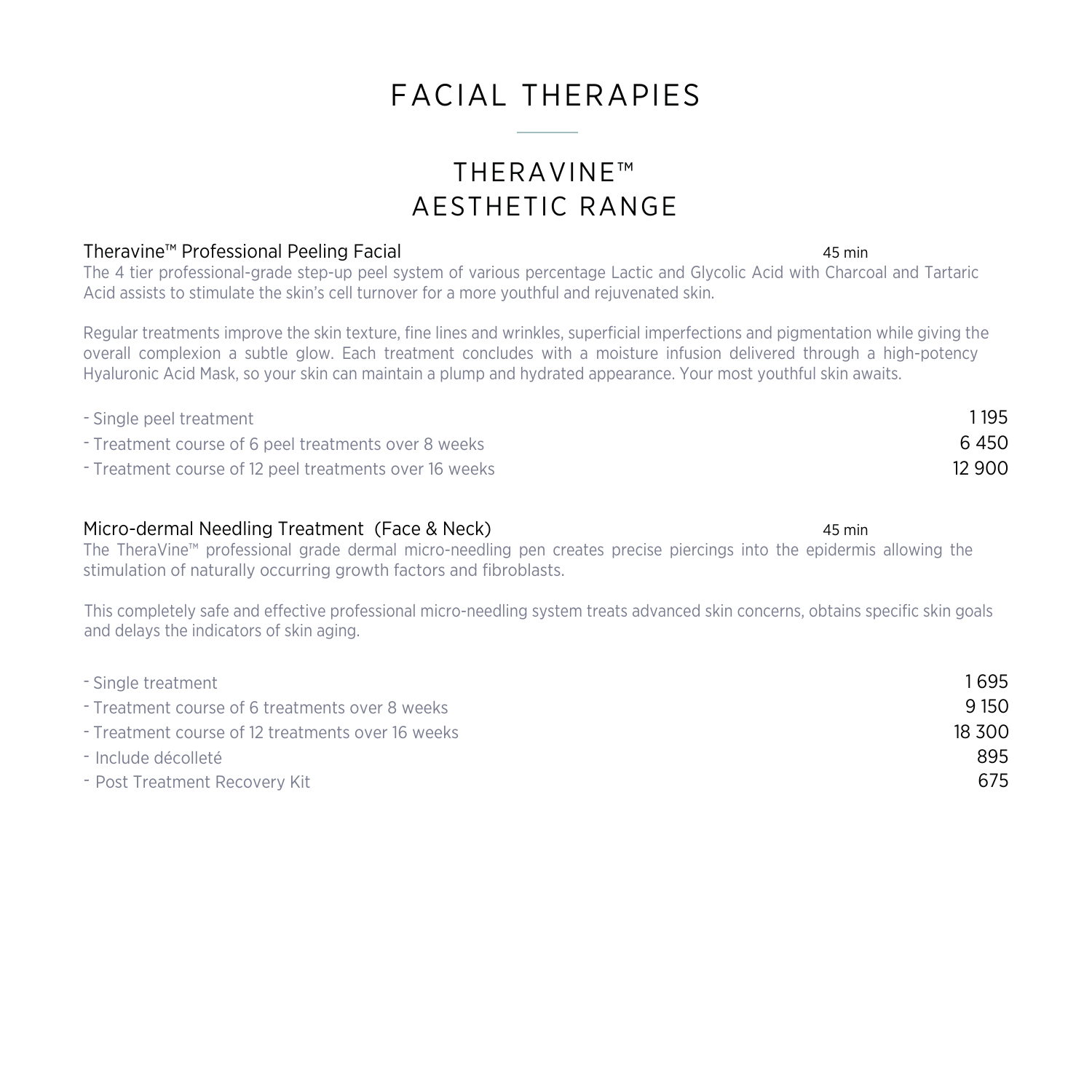# FACIAL THERAPIES

## THERAVINE™ AESTHETIC RANGE

### Theravine™ Professional Peeling Facial — 45 min

The 4 tier professional-grade step-up peel system of various percentage Lactic and Glycolic Acid with Charcoal and Tartaric Acid assists to stimulate the skin's cell turnover for a more youthful and rejuvenated skin.

Regular treatments improve the skin texture, fine lines and wrinkles, superficial imperfections and pigmentation while giving the overall complexion a subtle glow. Each treatment concludes with a moisture infusion delivered through a high-potency Hyaluronic Acid Mask, so your skin can maintain a plump and hydrated appearance. Your most youthful skin awaits.

| | |
|---|---|
| - Single peel treatment | 1 195 |
| - Treatment course of 6 peel treatments over 8 weeks | 6 450 |
| - Treatment course of 12 peel treatments over 16 weeks | 12 900 |

### Micro-dermal Needling Treatment (Face & Neck) — 45 min

The TheraVine™ professional grade dermal micro-needling pen creates precise piercings into the epidermis allowing the stimulation of naturally occurring growth factors and fibroblasts.

This completely safe and effective professional micro-needling system treats advanced skin concerns, obtains specific skin goals and delays the indicators of skin aging.

| | |
|---|---|
| - Single treatment | 1 695 |
| - Treatment course of 6 treatments over 8 weeks | 9 150 |
| - Treatment course of 12 treatments over 16 weeks | 18 300 |
| - Include décolleté | 895 |
| - Post Treatment Recovery Kit | 675 |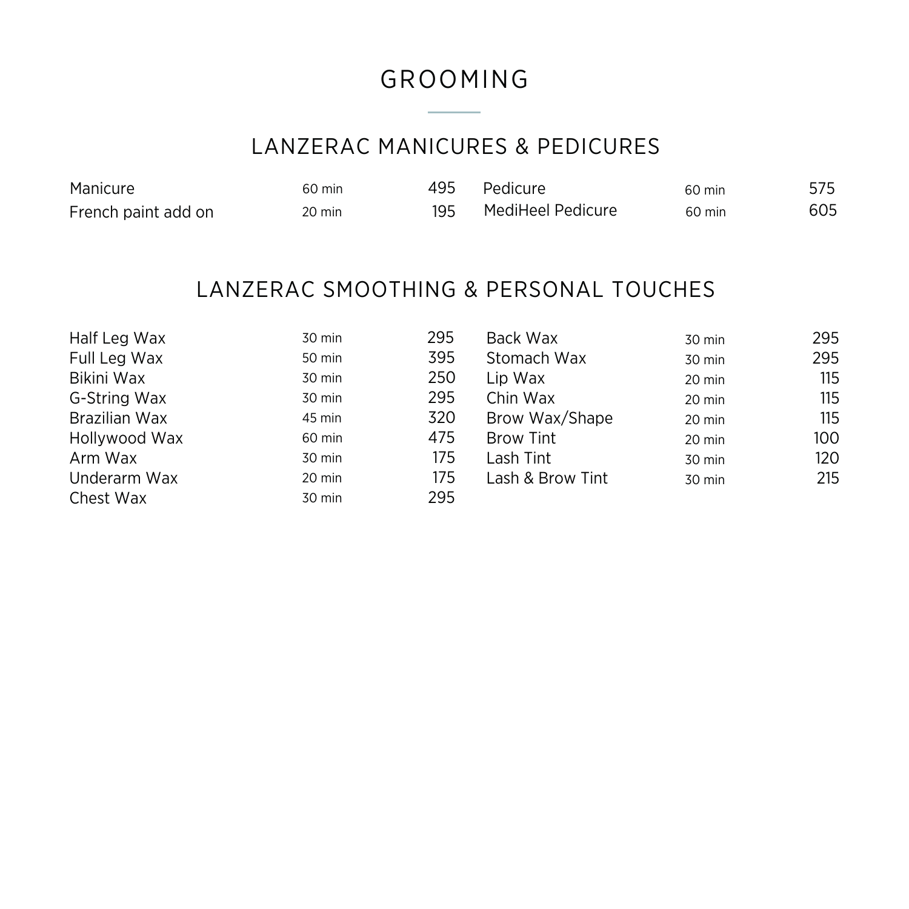# GROOMING

## LANZERAC MANICURES & PEDICURES

| | | |
|---|---|---|
| Manicure | 60 min | 495 |
| French paint add on | 20 min | 195 |
| Pedicure | 60 min | 575 |
| MediHeel Pedicure | 60 min | 605 |

## LANZERAC SMOOTHING & PERSONAL TOUCHES

| | | |
|---|---|---|
| Half Leg Wax | 30 min | 295 |
| Full Leg Wax | 50 min | 395 |
| Bikini Wax | 30 min | 250 |
| G-String Wax | 30 min | 295 |
| Brazilian Wax | 45 min | 320 |
| Hollywood Wax | 60 min | 475 |
| Arm Wax | 30 min | 175 |
| Underarm Wax | 20 min | 175 |
| Chest Wax | 30 min | 295 |
| Back Wax | 30 min | 295 |
| Stomach Wax | 30 min | 295 |
| Lip Wax | 20 min | 115 |
| Chin Wax | 20 min | 115 |
| Brow Wax/Shape | 20 min | 115 |
| Brow Tint | 20 min | 100 |
| Lash Tint | 30 min | 120 |
| Lash & Brow Tint | 30 min | 215 |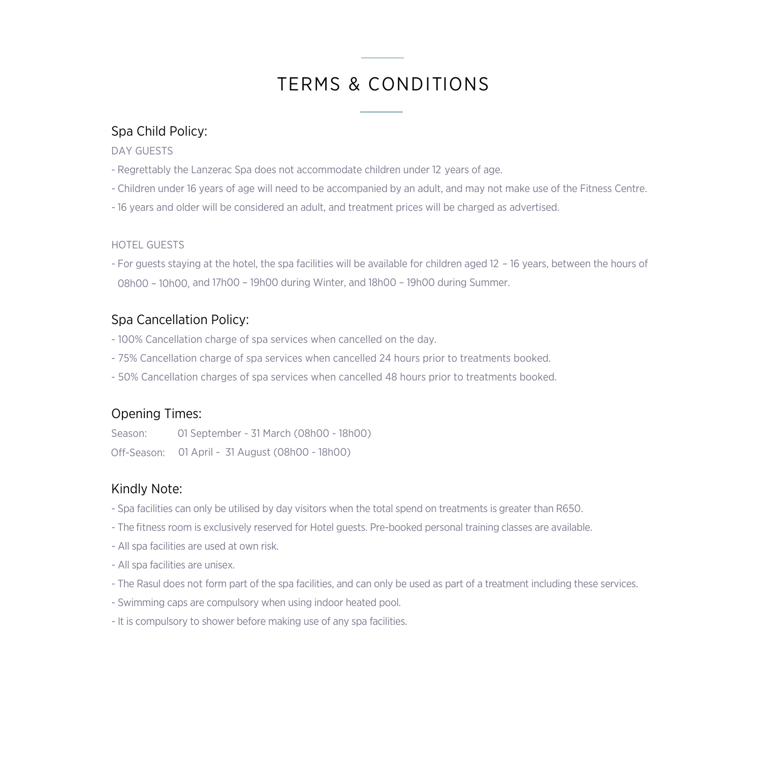# TERMS & CONDITIONS

## Spa Child Policy:

DAY GUESTS

- Regrettably the Lanzerac Spa does not accommodate children under 12 years of age.
- Children under 16 years of age will need to be accompanied by an adult, and may not make use of the Fitness Centre.
- 16 years and older will be considered an adult, and treatment prices will be charged as advertised.

HOTEL GUESTS

- For guests staying at the hotel, the spa facilities will be available for children aged 12 – 16 years, between the hours of 08h00 – 10h00, and 17h00 – 19h00 during Winter, and 18h00 – 19h00 during Summer.

## Spa Cancellation Policy:

- 100% Cancellation charge of spa services when cancelled on the day.
- 75% Cancellation charge of spa services when cancelled 24 hours prior to treatments booked.
- 50% Cancellation charges of spa services when cancelled 48 hours prior to treatments booked.

## Opening Times:

Season: 01 September - 31 March (08h00 - 18h00)

Off-Season: 01 April - 31 August (08h00 - 18h00)

## Kindly Note:

- Spa facilities can only be utilised by day visitors when the total spend on treatments is greater than R650.
- The fitness room is exclusively reserved for Hotel guests. Pre-booked personal training classes are available.
- All spa facilities are used at own risk.
- All spa facilities are unisex.
- The Rasul does not form part of the spa facilities, and can only be used as part of a treatment including these services.
- Swimming caps are compulsory when using indoor heated pool.
- It is compulsory to shower before making use of any spa facilities.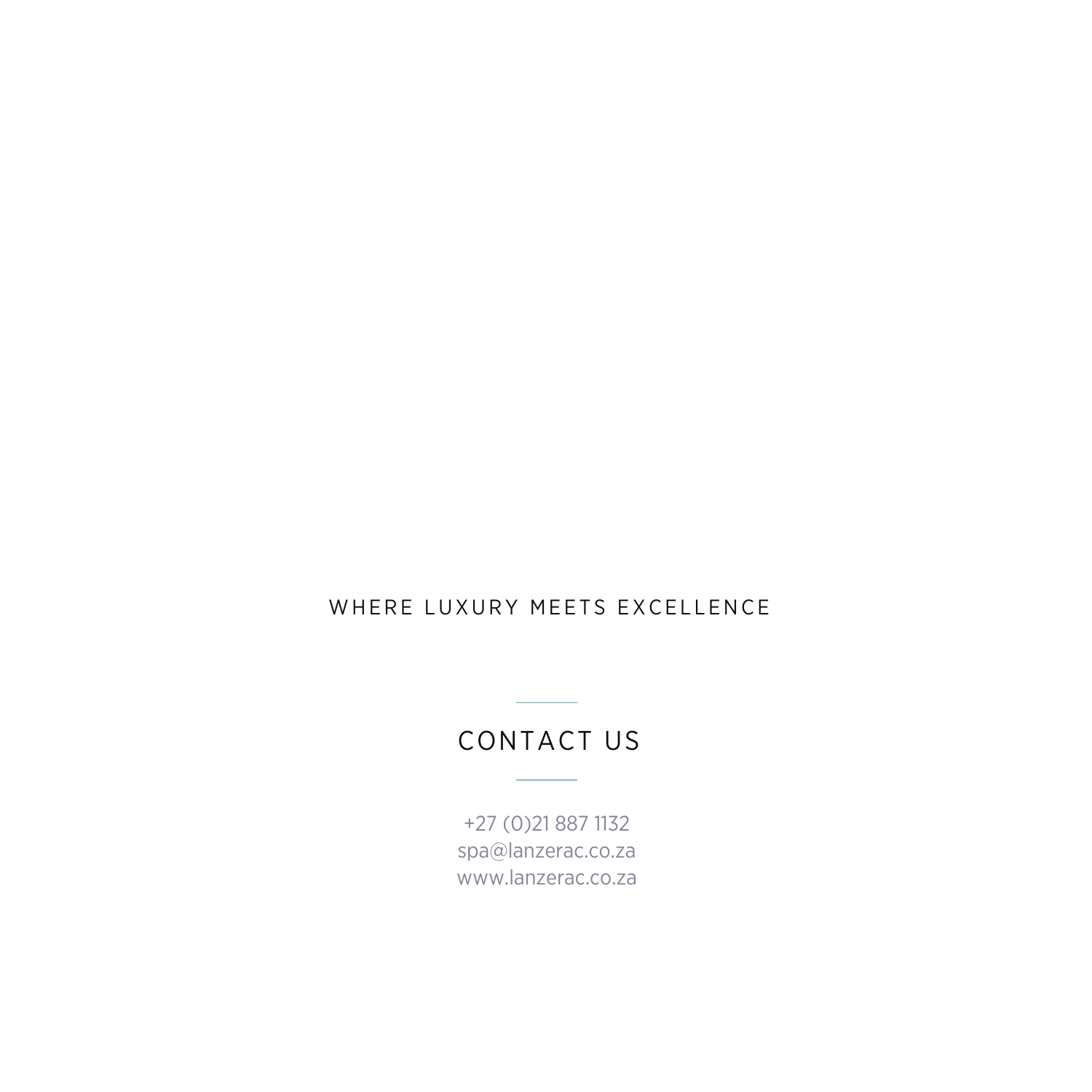WHERE LUXURY MEETS EXCELLENCE

## CONTACT US

+27 (0)21 887 1132
spa@lanzerac.co.za
www.lanzerac.co.za